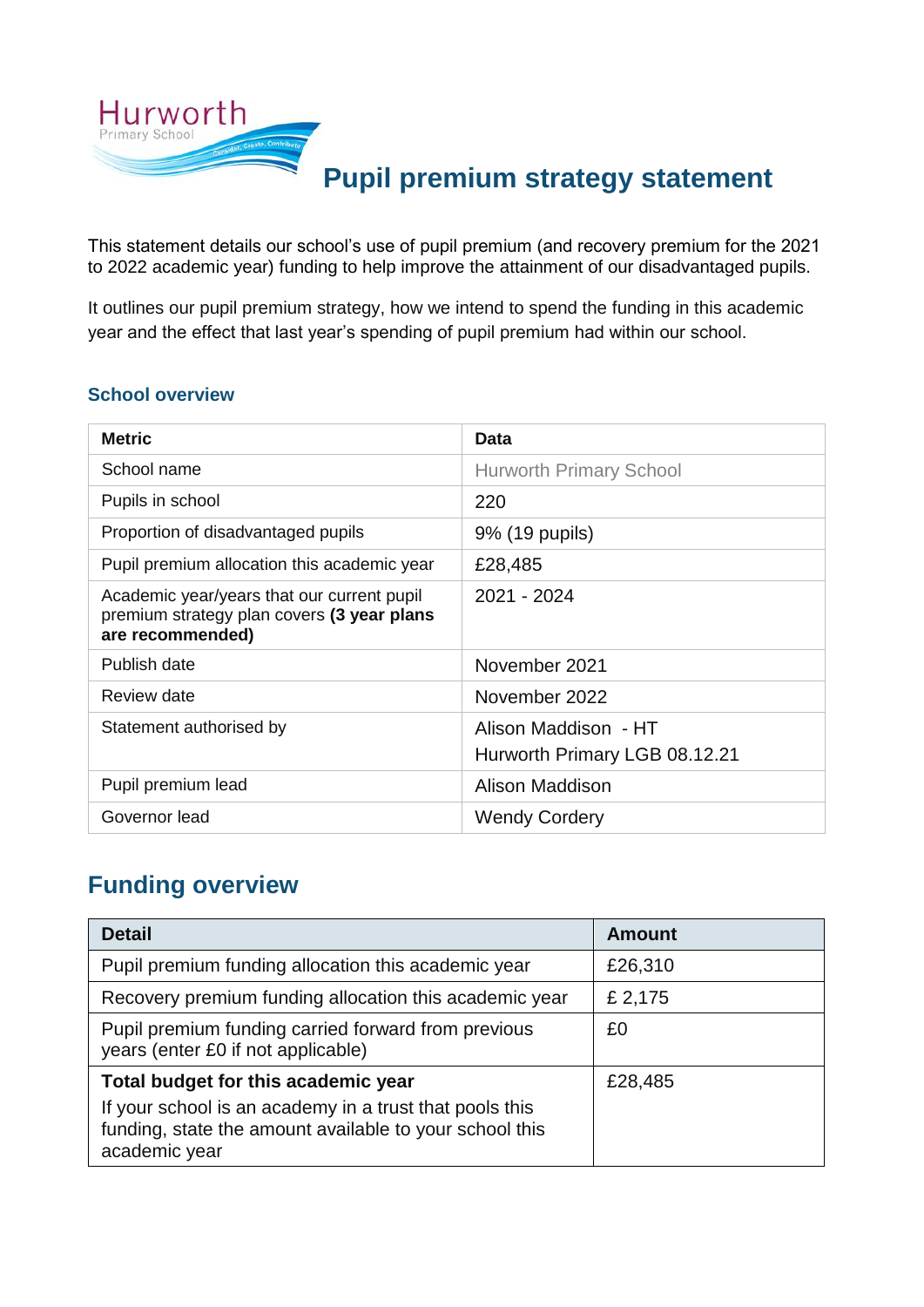# Pupil premium strategy statement

This statement details our school's use of pupil premium (and recovery premium for the 2021 to 2022 academic year) funding to help improve the attainment of our disadvantaged pupils.

It outlines our pupil premium strategy, how we intend to spend the funding in this academic year and the effect that last year's spending of pupil premium had within our school.

### School overview

| Metric | Data |
| --- | --- |
| School name | Hurworth Primary School |
| Pupils in school | 220 |
| Proportion of disadvantaged pupils | 9% (19 pupils) |
| Pupil premium allocation this academic year | £28,485 |
| Academic year/years that our current pupil premium strategy plan covers **(3 year plans are recommended)** | 2021 - 2024 |
| Publish date | November 2021 |
| Review date | November 2022 |
| Statement authorised by | Alison Maddison - HT<br>Hurworth Primary LGB 08.12.21 |
| Pupil premium lead | Alison Maddison |
| Governor lead | Wendy Cordery |

## Funding overview

| Detail | Amount |
| --- | --- |
| Pupil premium funding allocation this academic year | £26,310 |
| Recovery premium funding allocation this academic year | £ 2,175 |
| Pupil premium funding carried forward from previous years (enter £0 if not applicable) | £0 |
| **Total budget for this academic year**<br>If your school is an academy in a trust that pools this funding, state the amount available to your school this academic year | £28,485 |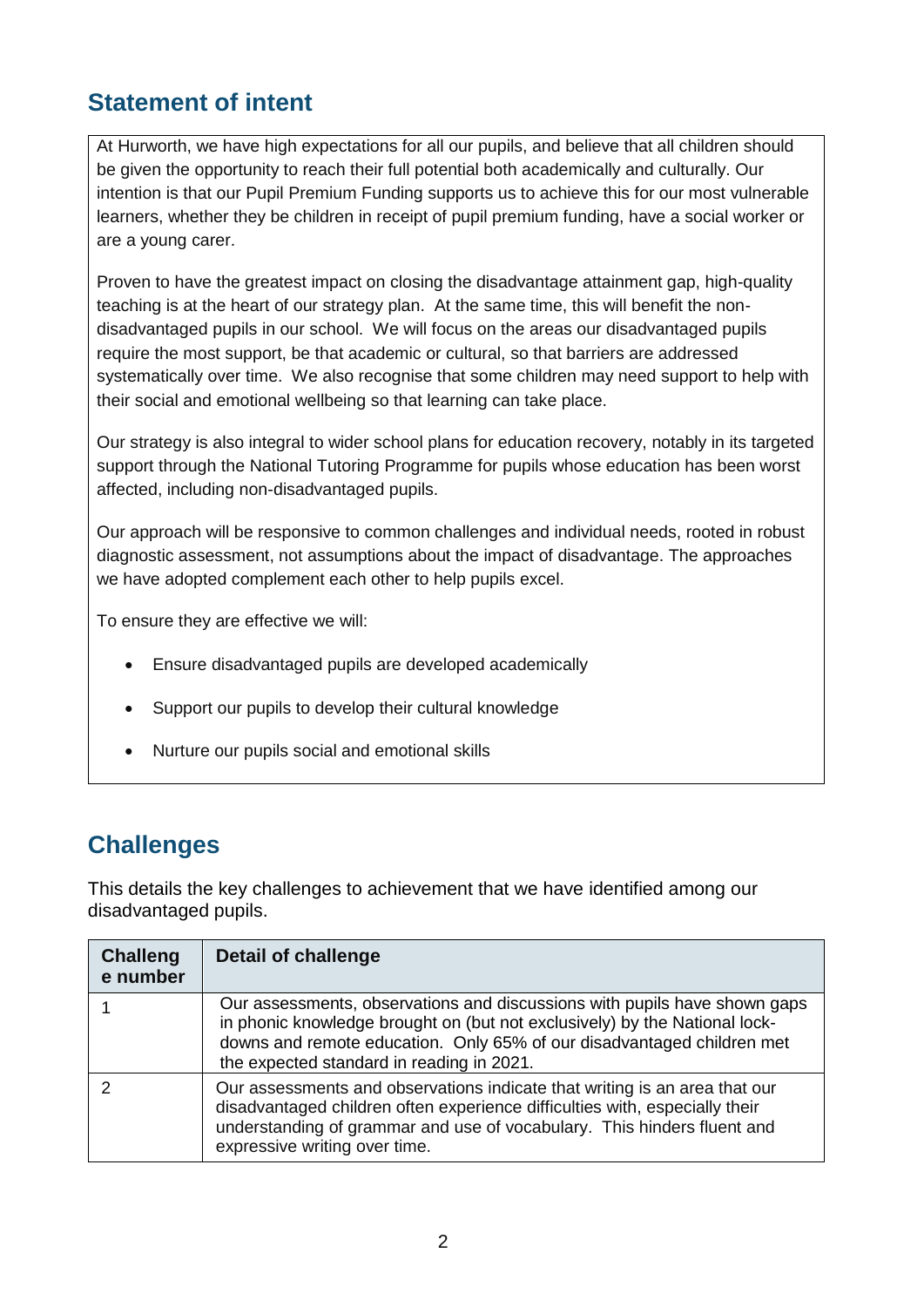## Statement of intent

At Hurworth, we have high expectations for all our pupils, and believe that all children should be given the opportunity to reach their full potential both academically and culturally. Our intention is that our Pupil Premium Funding supports us to achieve this for our most vulnerable learners, whether they be children in receipt of pupil premium funding, have a social worker or are a young carer.

Proven to have the greatest impact on closing the disadvantage attainment gap, high-quality teaching is at the heart of our strategy plan. At the same time, this will benefit the non-disadvantaged pupils in our school. We will focus on the areas our disadvantaged pupils require the most support, be that academic or cultural, so that barriers are addressed systematically over time. We also recognise that some children may need support to help with their social and emotional wellbeing so that learning can take place.

Our strategy is also integral to wider school plans for education recovery, notably in its targeted support through the National Tutoring Programme for pupils whose education has been worst affected, including non-disadvantaged pupils.

Our approach will be responsive to common challenges and individual needs, rooted in robust diagnostic assessment, not assumptions about the impact of disadvantage. The approaches we have adopted complement each other to help pupils excel.

To ensure they are effective we will:

- Ensure disadvantaged pupils are developed academically
- Support our pupils to develop their cultural knowledge
- Nurture our pupils social and emotional skills

## Challenges

This details the key challenges to achievement that we have identified among our disadvantaged pupils.

| Challenge number | Detail of challenge |
| --- | --- |
| 1 | Our assessments, observations and discussions with pupils have shown gaps in phonic knowledge brought on (but not exclusively) by the National lock-downs and remote education. Only 65% of our disadvantaged children met the expected standard in reading in 2021. |
| 2 | Our assessments and observations indicate that writing is an area that our disadvantaged children often experience difficulties with, especially their understanding of grammar and use of vocabulary. This hinders fluent and expressive writing over time. |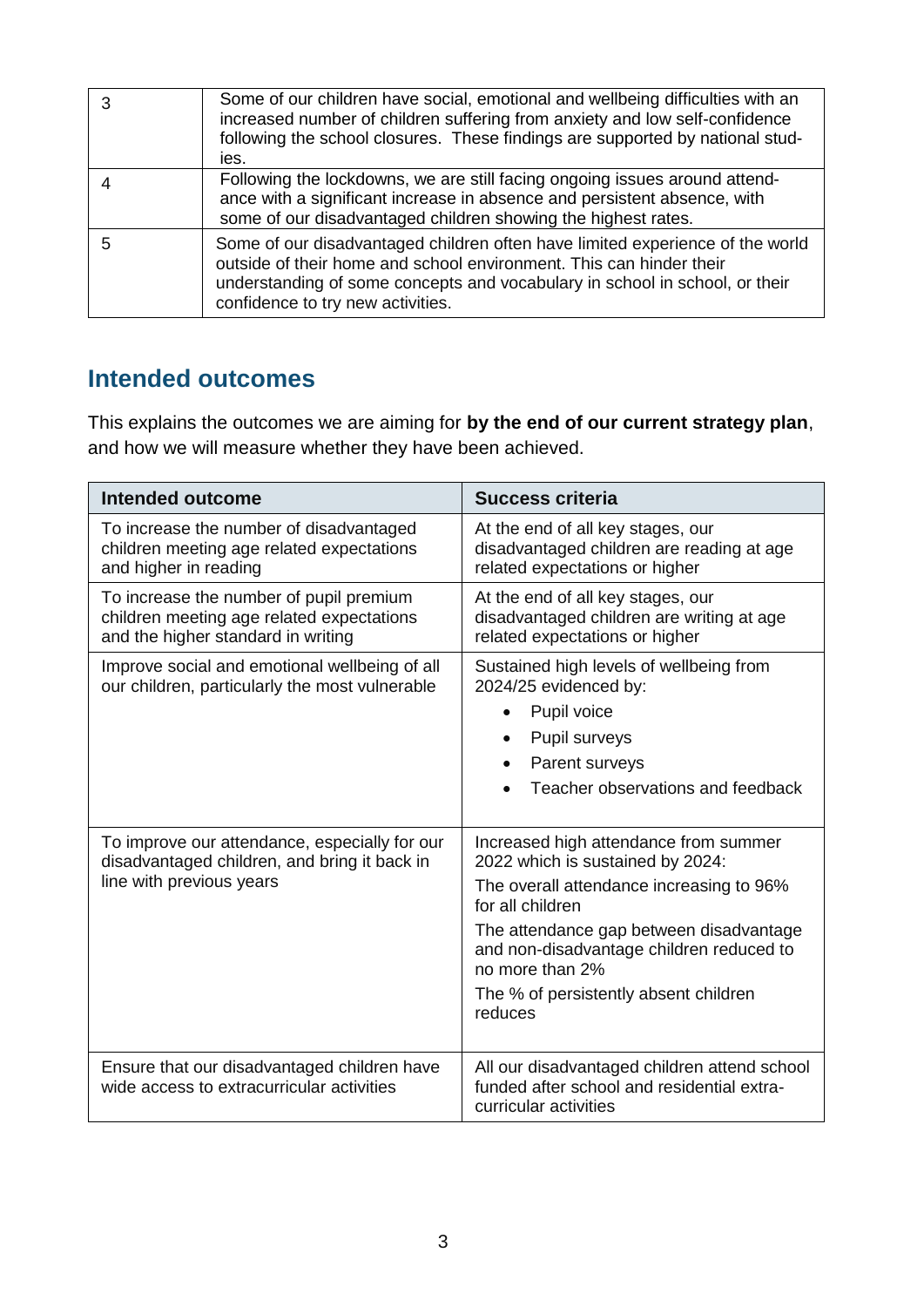| | |
|---|---|
| 3 | Some of our children have social, emotional and wellbeing difficulties with an increased number of children suffering from anxiety and low self-confidence following the school closures. These findings are supported by national studies. |
| 4 | Following the lockdowns, we are still facing ongoing issues around attendance with a significant increase in absence and persistent absence, with some of our disadvantaged children showing the highest rates. |
| 5 | Some of our disadvantaged children often have limited experience of the world outside of their home and school environment. This can hinder their understanding of some concepts and vocabulary in school in school, or their confidence to try new activities. |

## Intended outcomes

This explains the outcomes we are aiming for **by the end of our current strategy plan**, and how we will measure whether they have been achieved.

| Intended outcome | Success criteria |
|---|---|
| To increase the number of disadvantaged children meeting age related expectations and higher in reading | At the end of all key stages, our disadvantaged children are reading at age related expectations or higher |
| To increase the number of pupil premium children meeting age related expectations and the higher standard in writing | At the end of all key stages, our disadvantaged children are writing at age related expectations or higher |
| Improve social and emotional wellbeing of all our children, particularly the most vulnerable | Sustained high levels of wellbeing from 2024/25 evidenced by:<br>• Pupil voice<br>• Pupil surveys<br>• Parent surveys<br>• Teacher observations and feedback |
| To improve our attendance, especially for our disadvantaged children, and bring it back in line with previous years | Increased high attendance from summer 2022 which is sustained by 2024:<br>The overall attendance increasing to 96% for all children<br>The attendance gap between disadvantage and non-disadvantage children reduced to no more than 2%<br>The % of persistently absent children reduces |
| Ensure that our disadvantaged children have wide access to extracurricular activities | All our disadvantaged children attend school funded after school and residential extra-curricular activities |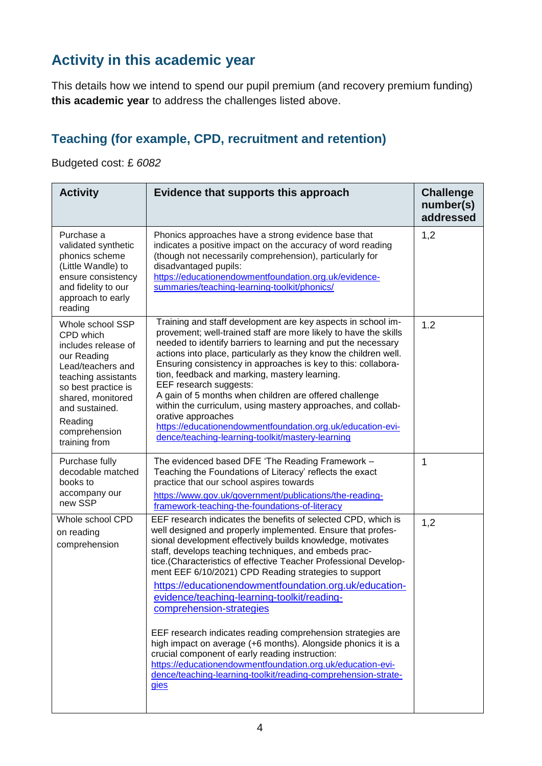## Activity in this academic year

This details how we intend to spend our pupil premium (and recovery premium funding) **this academic year** to address the challenges listed above.

### Teaching (for example, CPD, recruitment and retention)

Budgeted cost: £ *6082*

| Activity | Evidence that supports this approach | Challenge number(s) addressed |
|---|---|---|
| Purchase a validated synthetic phonics scheme (Little Wandle) to ensure consistency and fidelity to our approach to early reading | Phonics approaches have a strong evidence base that indicates a positive impact on the accuracy of word reading (though not necessarily comprehension), particularly for disadvantaged pupils: https://educationendowmentfoundation.org.uk/evidence-summaries/teaching-learning-toolkit/phonics/ | 1,2 |
| Whole school SSP CPD which includes release of our Reading Lead/teachers and teaching assistants so best practice is shared, monitored and sustained. Reading comprehension training from | Training and staff development are key aspects in school improvement; well-trained staff are more likely to have the skills needed to identify barriers to learning and put the necessary actions into place, particularly as they know the children well. Ensuring consistency in approaches is key to this: collaboration, feedback and marking, mastery learning. EEF research suggests: A gain of 5 months when children are offered challenge within the curriculum, using mastery approaches, and collaborative approaches https://educationendowmentfoundation.org.uk/education-evidence/teaching-learning-toolkit/mastery-learning | 1.2 |
| Purchase fully decodable matched books to accompany our new SSP | The evidenced based DFE 'The Reading Framework – Teaching the Foundations of Literacy' reflects the exact practice that our school aspires towards https://www.gov.uk/government/publications/the-reading-framework-teaching-the-foundations-of-literacy | 1 |
| Whole school CPD on reading comprehension | EEF research indicates the benefits of selected CPD, which is well designed and properly implemented. Ensure that professional development effectively builds knowledge, motivates staff, develops teaching techniques, and embeds practice.(Characteristics of effective Teacher Professional Development EEF 6/10/2021) CPD Reading strategies to support https://educationendowmentfoundation.org.uk/education-evidence/teaching-learning-toolkit/reading-comprehension-strategies<br><br>EEF research indicates reading comprehension strategies are high impact on average (+6 months). Alongside phonics it is a crucial component of early reading instruction: https://educationendowmentfoundation.org.uk/education-evidence/teaching-learning-toolkit/reading-comprehension-strategies | 1,2 |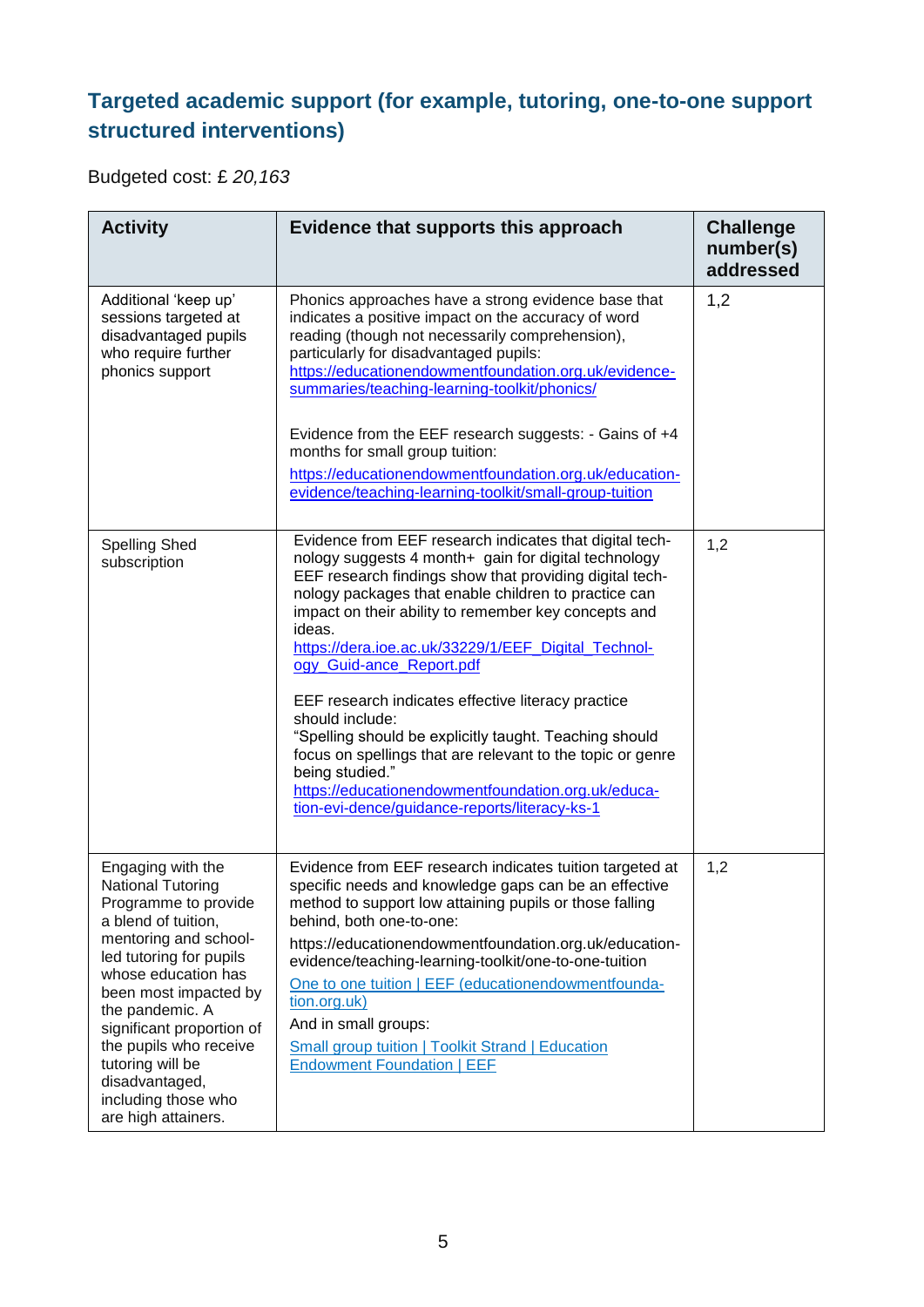## Targeted academic support (for example, tutoring, one-to-one support structured interventions)

Budgeted cost: £ *20,163*

| Activity | Evidence that supports this approach | Challenge number(s) addressed |
|---|---|---|
| Additional 'keep up' sessions targeted at disadvantaged pupils who require further phonics support | Phonics approaches have a strong evidence base that indicates a positive impact on the accuracy of word reading (though not necessarily comprehension), particularly for disadvantaged pupils: [https://educationendowmentfoundation.org.uk/evidence-summaries/teaching-learning-toolkit/phonics/](https://educationendowmentfoundation.org.uk/evidence-summaries/teaching-learning-toolkit/phonics/)<br><br>Evidence from the EEF research suggests: - Gains of +4 months for small group tuition: [https://educationendowmentfoundation.org.uk/education-evidence/teaching-learning-toolkit/small-group-tuition](https://educationendowmentfoundation.org.uk/education-evidence/teaching-learning-toolkit/small-group-tuition) | 1,2 |
| Spelling Shed subscription | Evidence from EEF research indicates that digital technology suggests 4 month+ gain for digital technology EEF research findings show that providing digital technology packages that enable children to practice can impact on their ability to remember key concepts and ideas. [https://dera.ioe.ac.uk/33229/1/EEF_Digital_Technology_Guid-ance_Report.pdf](https://dera.ioe.ac.uk/33229/1/EEF_Digital_Technology_Guid-ance_Report.pdf)<br><br>EEF research indicates effective literacy practice should include: "Spelling should be explicitly taught. Teaching should focus on spellings that are relevant to the topic or genre being studied." [https://educationendowmentfoundation.org.uk/education-evi-dence/guidance-reports/literacy-ks-1](https://educationendowmentfoundation.org.uk/education-evi-dence/guidance-reports/literacy-ks-1) | 1,2 |
| Engaging with the National Tutoring Programme to provide a blend of tuition, mentoring and school-led tutoring for pupils whose education has been most impacted by the pandemic. A significant proportion of the pupils who receive tutoring will be disadvantaged, including those who are high attainers. | Evidence from EEF research indicates tuition targeted at specific needs and knowledge gaps can be an effective method to support low attaining pupils or those falling behind, both one-to-one:<br><br>https://educationendowmentfoundation.org.uk/education-evidence/teaching-learning-toolkit/one-to-one-tuition<br><br>[One to one tuition \| EEF (educationendowmentfoundation.org.uk)]()<br><br>And in small groups:<br><br>[Small group tuition \| Toolkit Strand \| Education Endowment Foundation \| EEF]() | 1,2 |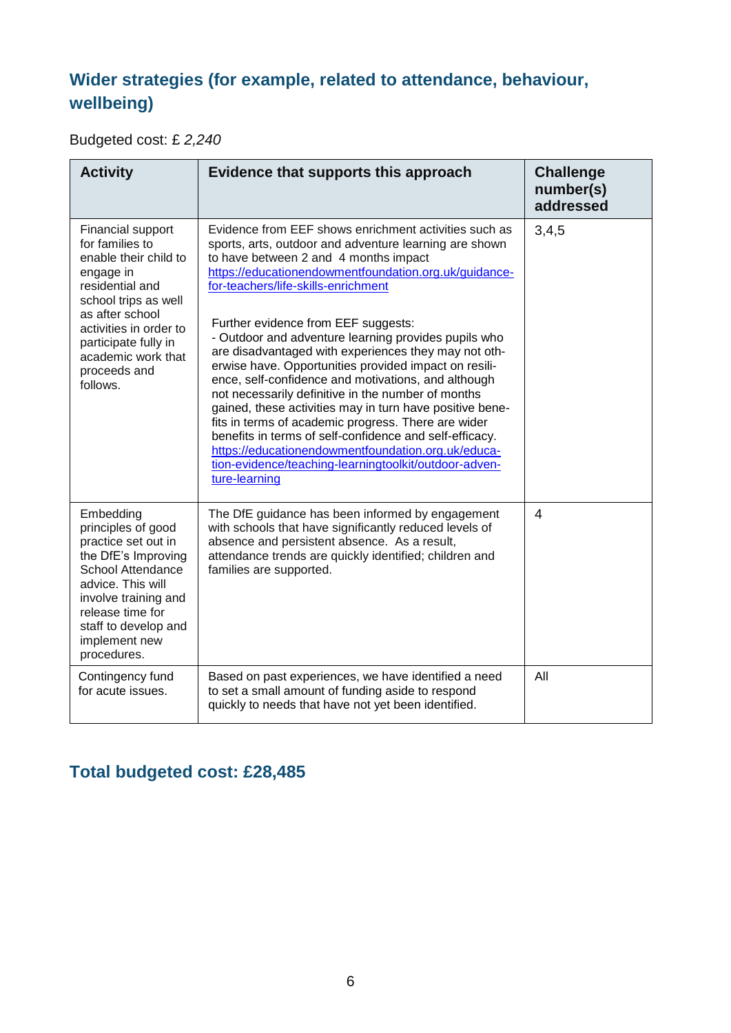## Wider strategies (for example, related to attendance, behaviour, wellbeing)

Budgeted cost: £ *2,240*

| Activity | Evidence that supports this approach | Challenge number(s) addressed |
|---|---|---|
| Financial support for families to enable their child to engage in residential and school trips as well as after school activities in order to participate fully in academic work that proceeds and follows. | Evidence from EEF shows enrichment activities such as sports, arts, outdoor and adventure learning are shown to have between 2 and 4 months impact [https://educationendowmentfoundation.org.uk/guidance-for-teachers/life-skills-enrichment](https://educationendowmentfoundation.org.uk/guidance-for-teachers/life-skills-enrichment)<br><br>Further evidence from EEF suggests:<br>- Outdoor and adventure learning provides pupils who are disadvantaged with experiences they may not otherwise have. Opportunities provided impact on resilience, self-confidence and motivations, and although not necessarily definitive in the number of months gained, these activities may in turn have positive benefits in terms of academic progress. There are wider benefits in terms of self-confidence and self-efficacy. [https://educationendowmentfoundation.org.uk/education-evidence/teaching-learningtoolkit/outdoor-adventure-learning](https://educationendowmentfoundation.org.uk/education-evidence/teaching-learningtoolkit/outdoor-adventure-learning) | 3,4,5 |
| Embedding principles of good practice set out in the DfE's Improving School Attendance advice. This will involve training and release time for staff to develop and implement new procedures. | The DfE guidance has been informed by engagement with schools that have significantly reduced levels of absence and persistent absence. As a result, attendance trends are quickly identified; children and families are supported. | 4 |
| Contingency fund for acute issues. | Based on past experiences, we have identified a need to set a small amount of funding aside to respond quickly to needs that have not yet been identified. | All |

## Total budgeted cost: £28,485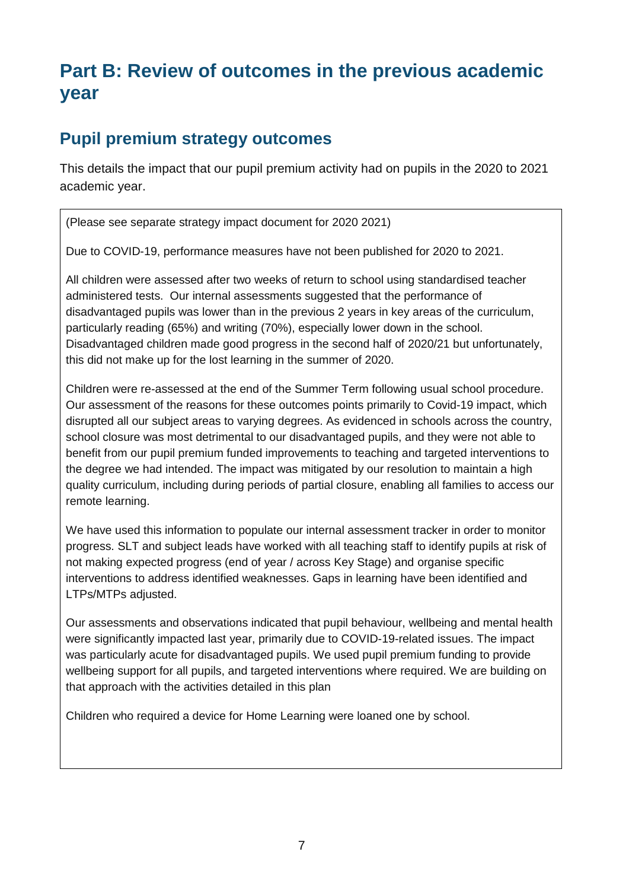# Part B: Review of outcomes in the previous academic year

## Pupil premium strategy outcomes

This details the impact that our pupil premium activity had on pupils in the 2020 to 2021 academic year.

(Please see separate strategy impact document for 2020 2021)

Due to COVID-19, performance measures have not been published for 2020 to 2021.

All children were assessed after two weeks of return to school using standardised teacher administered tests. Our internal assessments suggested that the performance of disadvantaged pupils was lower than in the previous 2 years in key areas of the curriculum, particularly reading (65%) and writing (70%), especially lower down in the school. Disadvantaged children made good progress in the second half of 2020/21 but unfortunately, this did not make up for the lost learning in the summer of 2020.

Children were re-assessed at the end of the Summer Term following usual school procedure. Our assessment of the reasons for these outcomes points primarily to Covid-19 impact, which disrupted all our subject areas to varying degrees. As evidenced in schools across the country, school closure was most detrimental to our disadvantaged pupils, and they were not able to benefit from our pupil premium funded improvements to teaching and targeted interventions to the degree we had intended. The impact was mitigated by our resolution to maintain a high quality curriculum, including during periods of partial closure, enabling all families to access our remote learning.

We have used this information to populate our internal assessment tracker in order to monitor progress. SLT and subject leads have worked with all teaching staff to identify pupils at risk of not making expected progress (end of year / across Key Stage) and organise specific interventions to address identified weaknesses. Gaps in learning have been identified and LTPs/MTPs adjusted.

Our assessments and observations indicated that pupil behaviour, wellbeing and mental health were significantly impacted last year, primarily due to COVID-19-related issues. The impact was particularly acute for disadvantaged pupils. We used pupil premium funding to provide wellbeing support for all pupils, and targeted interventions where required. We are building on that approach with the activities detailed in this plan

Children who required a device for Home Learning were loaned one by school.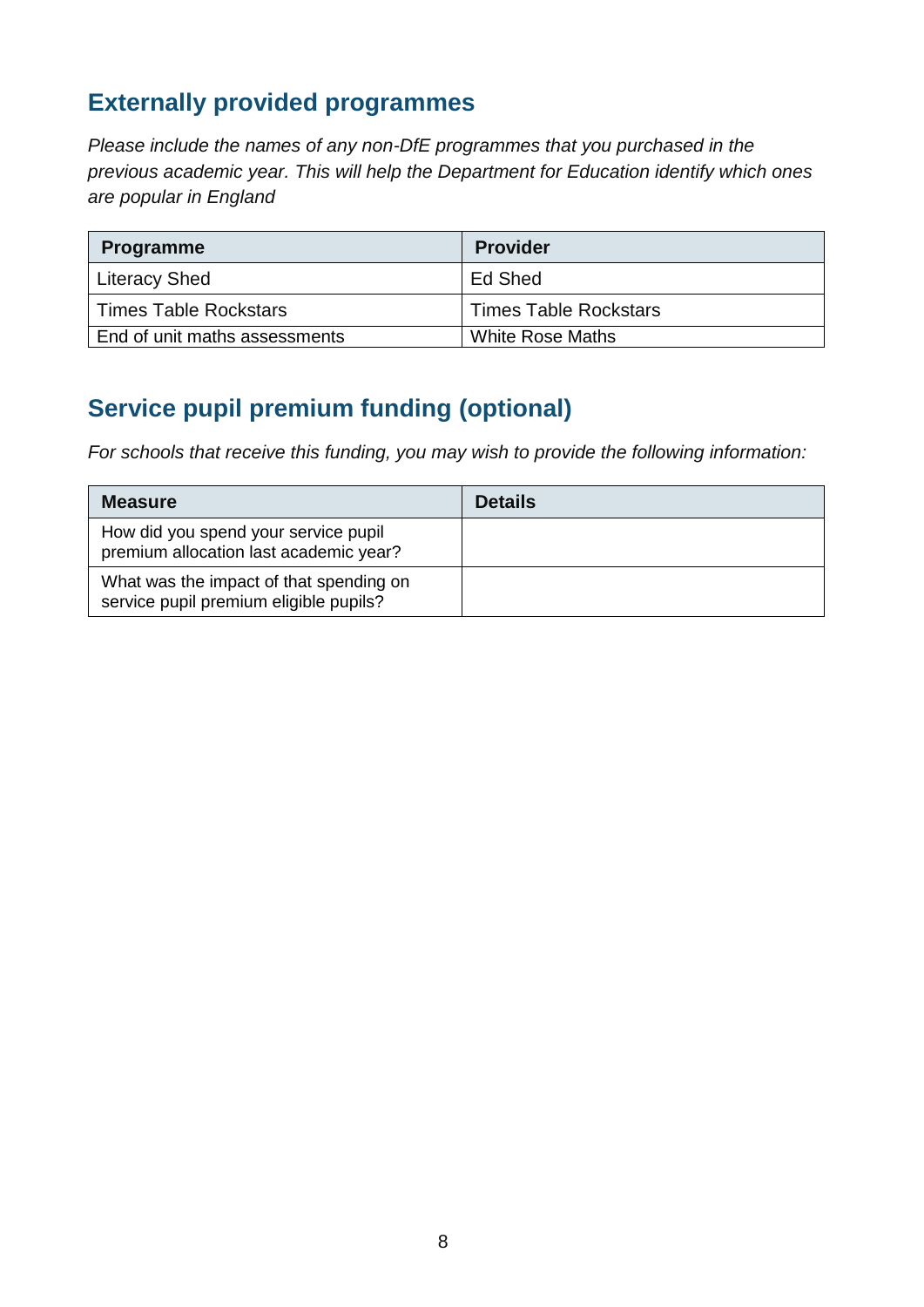## Externally provided programmes

*Please include the names of any non-DfE programmes that you purchased in the previous academic year. This will help the Department for Education identify which ones are popular in England*

| Programme | Provider |
|---|---|
| Literacy Shed | Ed Shed |
| Times Table Rockstars | Times Table Rockstars |
| End of unit maths assessments | White Rose Maths |

## Service pupil premium funding (optional)

*For schools that receive this funding, you may wish to provide the following information:*

| Measure | Details |
|---|---|
| How did you spend your service pupil premium allocation last academic year? | |
| What was the impact of that spending on service pupil premium eligible pupils? | |